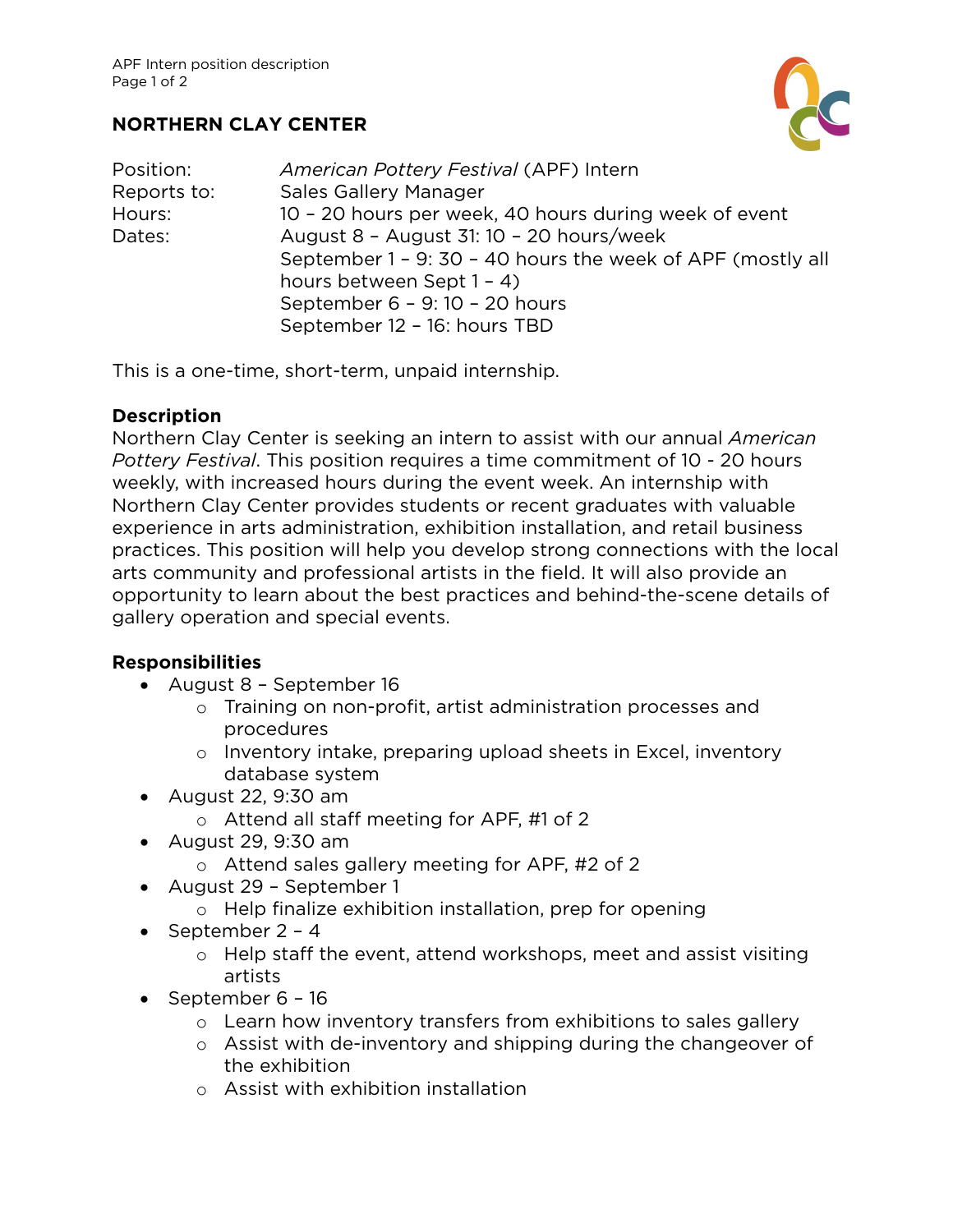# NORTHERN CLAY CENTER

Position: *American Pottery Festival* (APF) Intern
Reports to: Sales Gallery Manager
Hours: 10 – 20 hours per week, 40 hours during week of event
Dates: August 8 – August 31: 10 – 20 hours/week
September 1 – 9: 30 – 40 hours the week of APF (mostly all hours between Sept 1 – 4)
September 6 – 9: 10 – 20 hours
September 12 – 16: hours TBD

This is a one-time, short-term, unpaid internship.

**Description**

Northern Clay Center is seeking an intern to assist with our annual *American Pottery Festival*. This position requires a time commitment of 10 - 20 hours weekly, with increased hours during the event week. An internship with Northern Clay Center provides students or recent graduates with valuable experience in arts administration, exhibition installation, and retail business practices. This position will help you develop strong connections with the local arts community and professional artists in the field. It will also provide an opportunity to learn about the best practices and behind-the-scene details of gallery operation and special events.

**Responsibilities**

- August 8 – September 16
  - Training on non-profit, artist administration processes and procedures
  - Inventory intake, preparing upload sheets in Excel, inventory database system
- August 22, 9:30 am
  - Attend all staff meeting for APF, #1 of 2
- August 29, 9:30 am
  - Attend sales gallery meeting for APF, #2 of 2
- August 29 – September 1
  - Help finalize exhibition installation, prep for opening
- September 2 – 4
  - Help staff the event, attend workshops, meet and assist visiting artists
- September 6 – 16
  - Learn how inventory transfers from exhibitions to sales gallery
  - Assist with de-inventory and shipping during the changeover of the exhibition
  - Assist with exhibition installation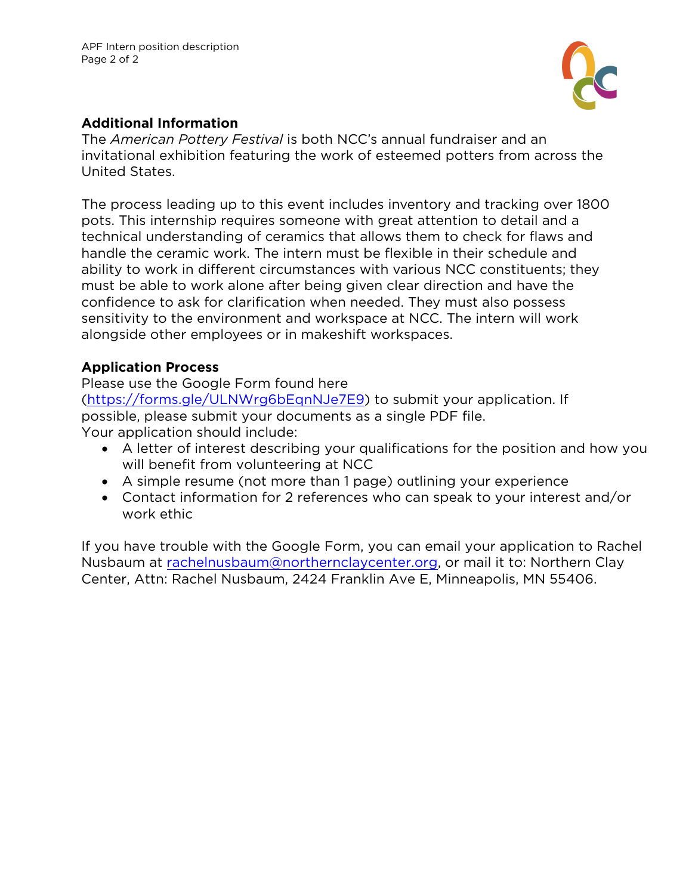## Additional Information

The *American Pottery Festival* is both NCC's annual fundraiser and an invitational exhibition featuring the work of esteemed potters from across the United States.

The process leading up to this event includes inventory and tracking over 1800 pots. This internship requires someone with great attention to detail and a technical understanding of ceramics that allows them to check for flaws and handle the ceramic work. The intern must be flexible in their schedule and ability to work in different circumstances with various NCC constituents; they must be able to work alone after being given clear direction and have the confidence to ask for clarification when needed. They must also possess sensitivity to the environment and workspace at NCC. The intern will work alongside other employees or in makeshift workspaces.

## Application Process

Please use the Google Form found here (https://forms.gle/ULNWrg6bEqnNJe7E9) to submit your application. If possible, please submit your documents as a single PDF file.
Your application should include:

- A letter of interest describing your qualifications for the position and how you will benefit from volunteering at NCC
- A simple resume (not more than 1 page) outlining your experience
- Contact information for 2 references who can speak to your interest and/or work ethic

If you have trouble with the Google Form, you can email your application to Rachel Nusbaum at rachelnusbaum@northernclaycenter.org, or mail it to: Northern Clay Center, Attn: Rachel Nusbaum, 2424 Franklin Ave E, Minneapolis, MN 55406.